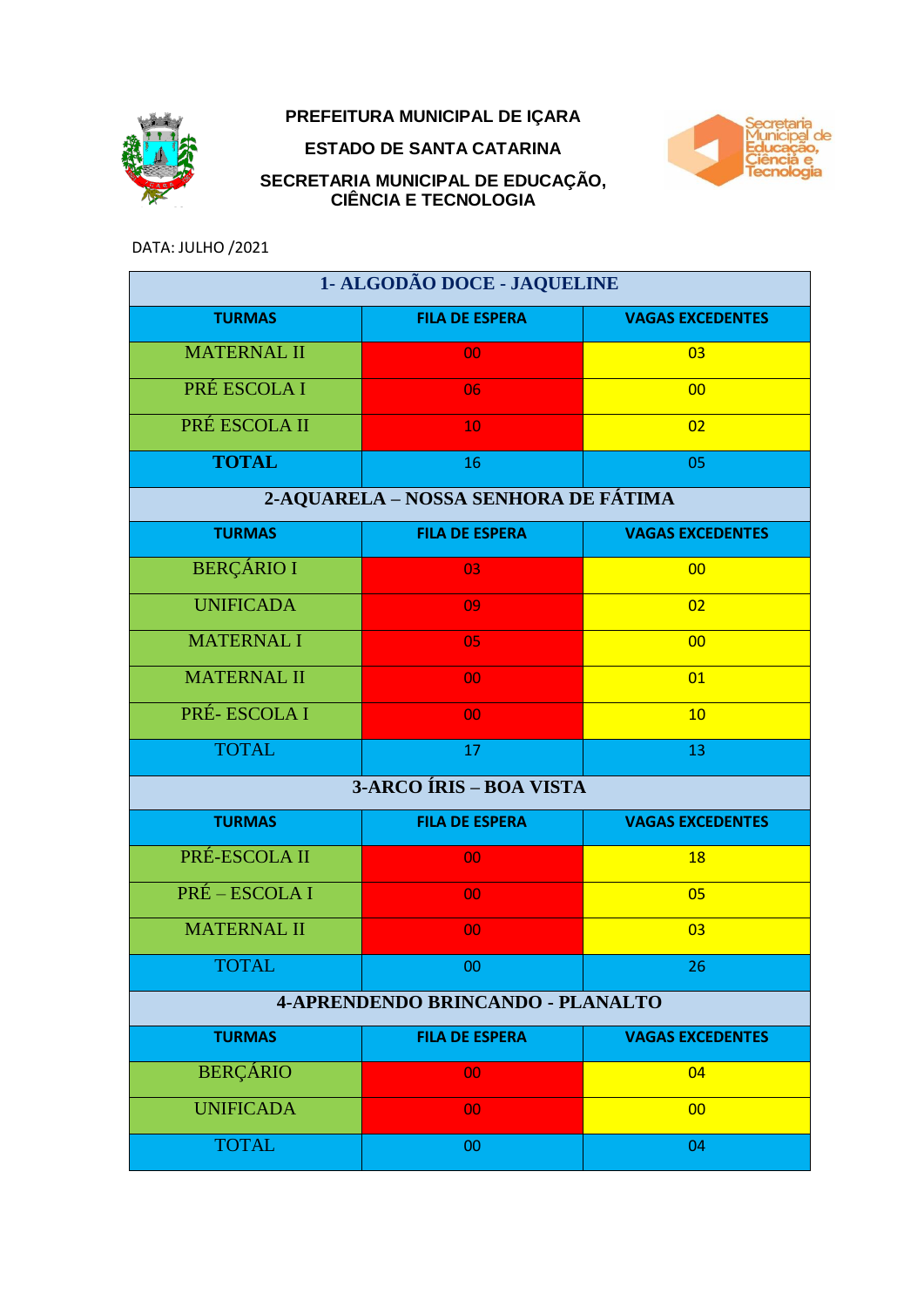**PREFEITURA MUNICIPAL DE IÇARA**

**ESTADO DE SANTA CATARINA**

**SECRETARIA MUNICIPAL DE EDUCAÇÃO, CIÊNCIA E TECNOLOGIA**

DATA: JULHO /2021

| 1- ALGODÃO DOCE - JAQUELINE | | |
|---|---|---|
| **TURMAS** | **FILA DE ESPERA** | **VAGAS EXCEDENTES** |
| MATERNAL II | 00 | 03 |
| PRÉ ESCOLA I | 06 | 00 |
| PRÉ ESCOLA II | 10 | 02 |
| **TOTAL** | 16 | 05 |
| **2-AQUARELA – NOSSA SENHORA DE FÁTIMA** | | |
| **TURMAS** | **FILA DE ESPERA** | **VAGAS EXCEDENTES** |
| BERÇÁRIO I | 03 | 00 |
| UNIFICADA | 09 | 02 |
| MATERNAL I | 05 | 00 |
| MATERNAL II | 00 | 01 |
| PRÉ- ESCOLA I | 00 | 10 |
| TOTAL | 17 | 13 |
| **3-ARCO ÍRIS – BOA VISTA** | | |
| **TURMAS** | **FILA DE ESPERA** | **VAGAS EXCEDENTES** |
| PRÉ-ESCOLA II | 00 | 18 |
| PRÉ – ESCOLA I | 00 | 05 |
| MATERNAL II | 00 | 03 |
| TOTAL | 00 | 26 |
| **4-APRENDENDO BRINCANDO - PLANALTO** | | |
| **TURMAS** | **FILA DE ESPERA** | **VAGAS EXCEDENTES** |
| BERÇÁRIO | 00 | 04 |
| UNIFICADA | 00 | 00 |
| TOTAL | 00 | 04 |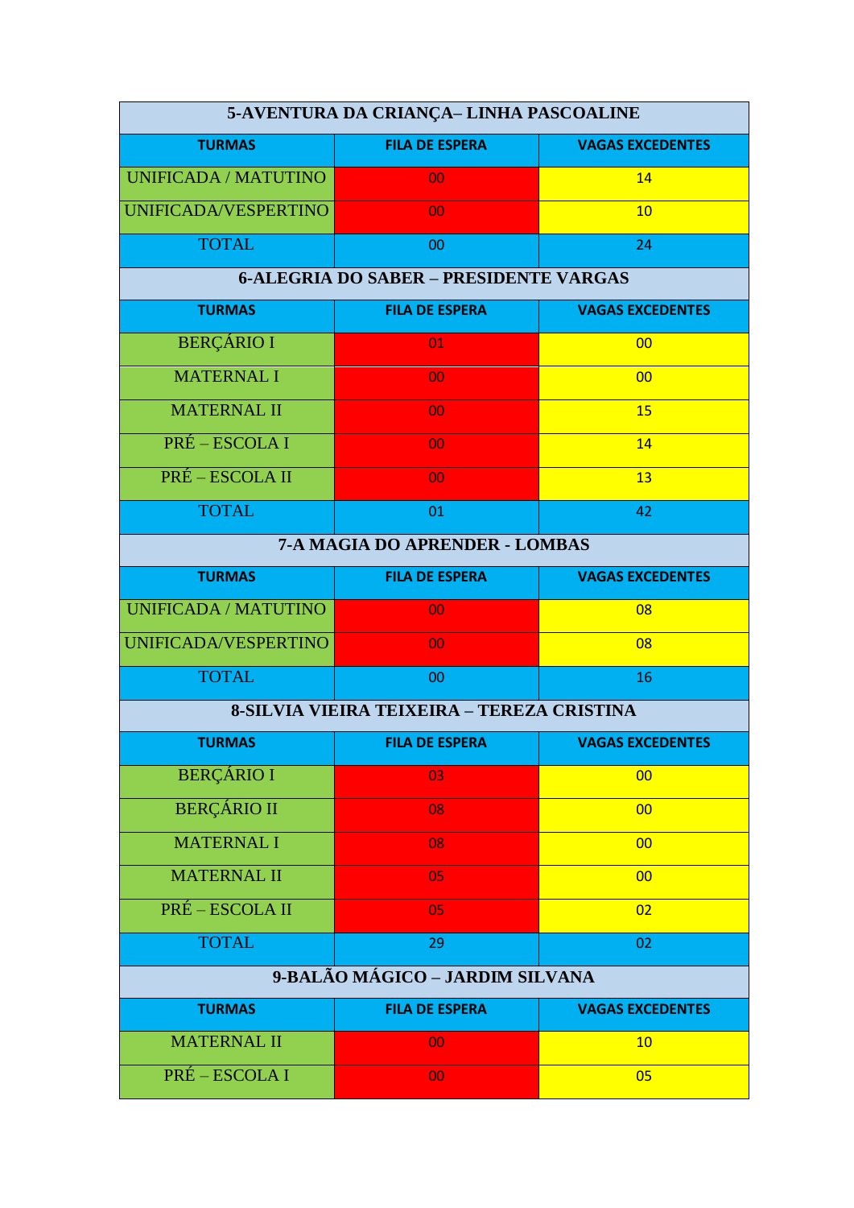| 5-AVENTURA DA CRIANÇA– LINHA PASCOALINE | | |
|---|---|---|
| **TURMAS** | **FILA DE ESPERA** | **VAGAS EXCEDENTES** |
| UNIFICADA / MATUTINO | 00 | 14 |
| UNIFICADA/VESPERTINO | 00 | 10 |
| TOTAL | 00 | 24 |

| 6-ALEGRIA DO SABER – PRESIDENTE VARGAS | | |
|---|---|---|
| **TURMAS** | **FILA DE ESPERA** | **VAGAS EXCEDENTES** |
| BERÇÁRIO I | 01 | 00 |
| MATERNAL I | 00 | 00 |
| MATERNAL II | 00 | 15 |
| PRÉ – ESCOLA I | 00 | 14 |
| PRÉ – ESCOLA II | 00 | 13 |
| TOTAL | 01 | 42 |

| 7-A MAGIA DO APRENDER - LOMBAS | | |
|---|---|---|
| **TURMAS** | **FILA DE ESPERA** | **VAGAS EXCEDENTES** |
| UNIFICADA / MATUTINO | 00 | 08 |
| UNIFICADA/VESPERTINO | 00 | 08 |
| TOTAL | 00 | 16 |

| 8-SILVIA VIEIRA TEIXEIRA – TEREZA CRISTINA | | |
|---|---|---|
| **TURMAS** | **FILA DE ESPERA** | **VAGAS EXCEDENTES** |
| BERÇÁRIO I | 03 | 00 |
| BERÇÁRIO II | 08 | 00 |
| MATERNAL I | 08 | 00 |
| MATERNAL II | 05 | 00 |
| PRÉ – ESCOLA II | 05 | 02 |
| TOTAL | 29 | 02 |

| 9-BALÃO MÁGICO – JARDIM SILVANA | | |
|---|---|---|
| **TURMAS** | **FILA DE ESPERA** | **VAGAS EXCEDENTES** |
| MATERNAL II | 00 | 10 |
| PRÉ – ESCOLA I | 00 | 05 |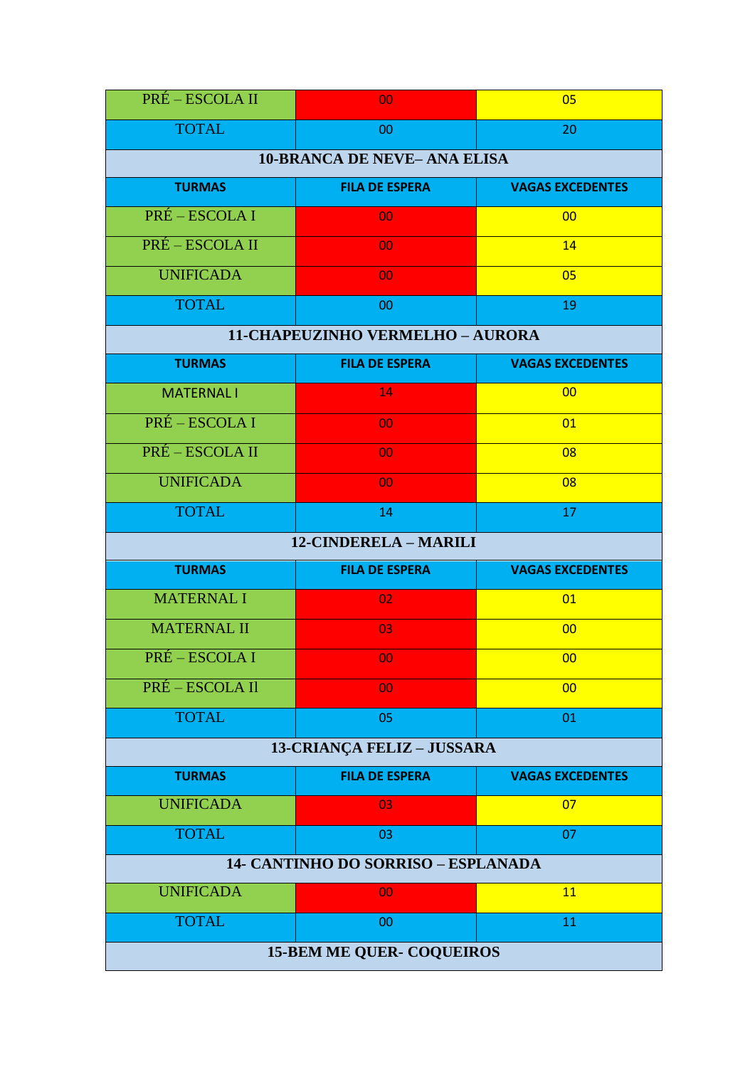| | | |
|---|---|---|
| PRÉ – ESCOLA II | 00 | 05 |
| TOTAL | 00 | 20 |

**10-BRANCA DE NEVE– ANA ELISA**

| TURMAS | FILA DE ESPERA | VAGAS EXCEDENTES |
|---|---|---|
| PRÉ – ESCOLA I | 00 | 00 |
| PRÉ – ESCOLA II | 00 | 14 |
| UNIFICADA | 00 | 05 |
| TOTAL | 00 | 19 |

**11-CHAPEUZINHO VERMELHO – AURORA**

| TURMAS | FILA DE ESPERA | VAGAS EXCEDENTES |
|---|---|---|
| MATERNAL I | 14 | 00 |
| PRÉ – ESCOLA I | 00 | 01 |
| PRÉ – ESCOLA II | 00 | 08 |
| UNIFICADA | 00 | 08 |
| TOTAL | 14 | 17 |

**12-CINDERELA – MARILI**

| TURMAS | FILA DE ESPERA | VAGAS EXCEDENTES |
|---|---|---|
| MATERNAL I | 02 | 01 |
| MATERNAL II | 03 | 00 |
| PRÉ – ESCOLA I | 00 | 00 |
| PRÉ – ESCOLA II | 00 | 00 |
| TOTAL | 05 | 01 |

**13-CRIANÇA FELIZ – JUSSARA**

| TURMAS | FILA DE ESPERA | VAGAS EXCEDENTES |
|---|---|---|
| UNIFICADA | 03 | 07 |
| TOTAL | 03 | 07 |

**14- CANTINHO DO SORRISO – ESPLANADA**

| | | |
|---|---|---|
| UNIFICADA | 00 | 11 |
| TOTAL | 00 | 11 |

**15-BEM ME QUER- COQUEIROS**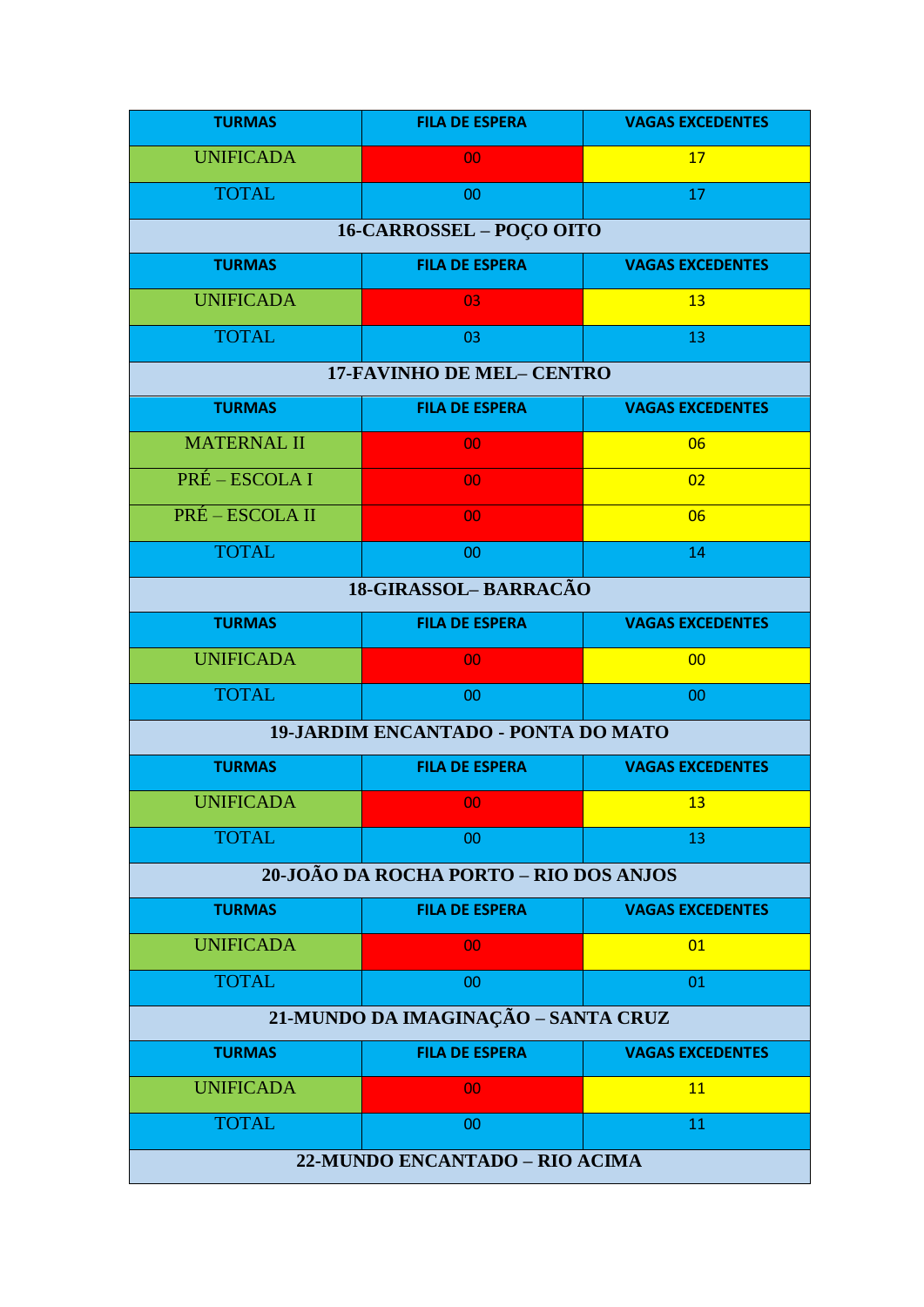| TURMAS | FILA DE ESPERA | VAGAS EXCEDENTES |
|---|---|---|
| UNIFICADA | 00 | 17 |
| TOTAL | 00 | 17 |

**16-CARROSSEL – POÇO OITO**

| TURMAS | FILA DE ESPERA | VAGAS EXCEDENTES |
|---|---|---|
| UNIFICADA | 03 | 13 |
| TOTAL | 03 | 13 |

**17-FAVINHO DE MEL– CENTRO**

| TURMAS | FILA DE ESPERA | VAGAS EXCEDENTES |
|---|---|---|
| MATERNAL II | 00 | 06 |
| PRÉ – ESCOLA I | 00 | 02 |
| PRÉ – ESCOLA II | 00 | 06 |
| TOTAL | 00 | 14 |

**18-GIRASSOL– BARRACÃO**

| TURMAS | FILA DE ESPERA | VAGAS EXCEDENTES |
|---|---|---|
| UNIFICADA | 00 | 00 |
| TOTAL | 00 | 00 |

**19-JARDIM ENCANTADO - PONTA DO MATO**

| TURMAS | FILA DE ESPERA | VAGAS EXCEDENTES |
|---|---|---|
| UNIFICADA | 00 | 13 |
| TOTAL | 00 | 13 |

**20-JOÃO DA ROCHA PORTO – RIO DOS ANJOS**

| TURMAS | FILA DE ESPERA | VAGAS EXCEDENTES |
|---|---|---|
| UNIFICADA | 00 | 01 |
| TOTAL | 00 | 01 |

**21-MUNDO DA IMAGINAÇÃO – SANTA CRUZ**

| TURMAS | FILA DE ESPERA | VAGAS EXCEDENTES |
|---|---|---|
| UNIFICADA | 00 | 11 |
| TOTAL | 00 | 11 |

**22-MUNDO ENCANTADO – RIO ACIMA**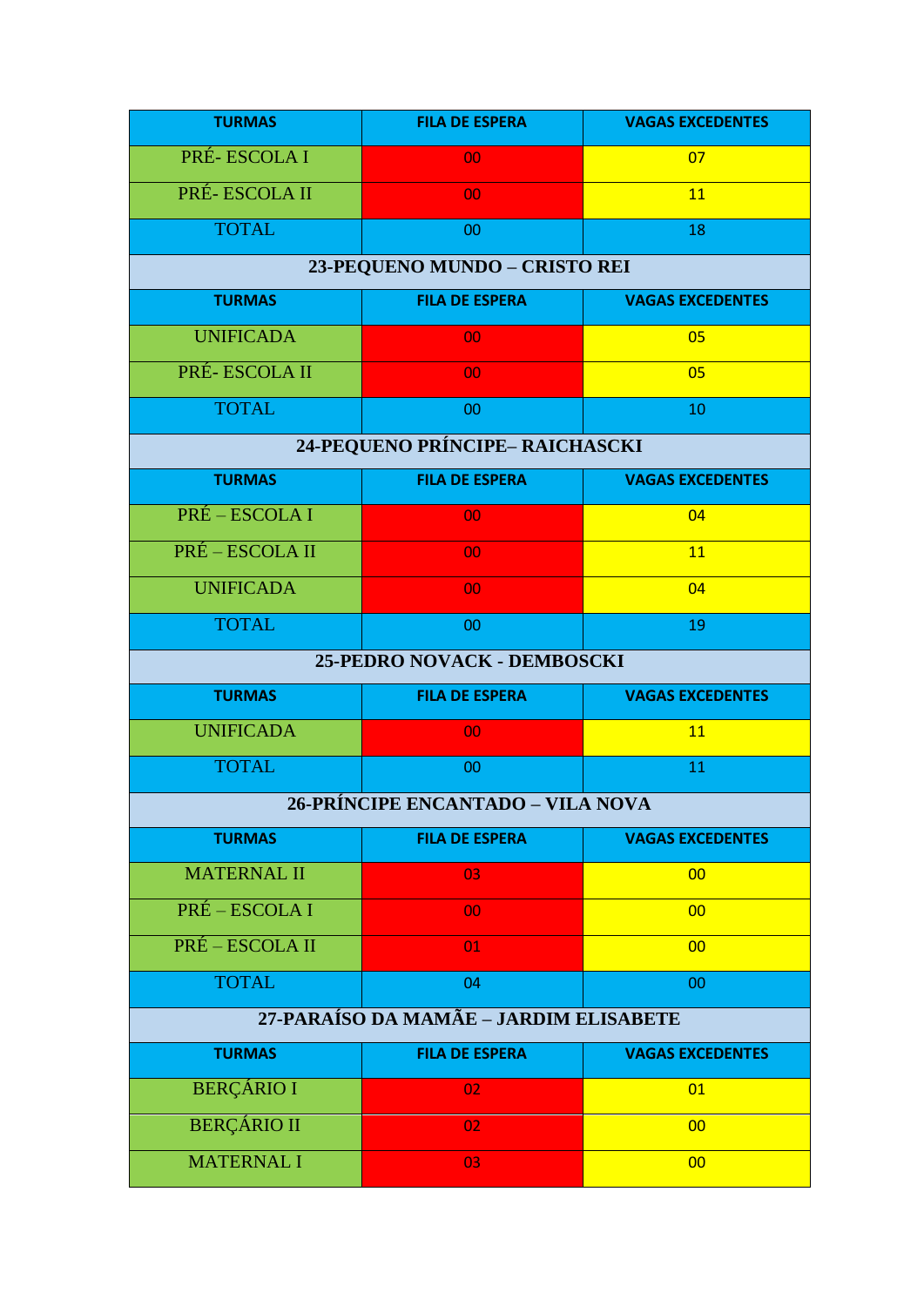| TURMAS | FILA DE ESPERA | VAGAS EXCEDENTES |
|---|---|---|
| PRÉ- ESCOLA I | 00 | 07 |
| PRÉ- ESCOLA II | 00 | 11 |
| TOTAL | 00 | 18 |

**23-PEQUENO MUNDO – CRISTO REI**

| TURMAS | FILA DE ESPERA | VAGAS EXCEDENTES |
|---|---|---|
| UNIFICADA | 00 | 05 |
| PRÉ- ESCOLA II | 00 | 05 |
| TOTAL | 00 | 10 |

**24-PEQUENO PRÍNCIPE– RAICHASCKI**

| TURMAS | FILA DE ESPERA | VAGAS EXCEDENTES |
|---|---|---|
| PRÉ – ESCOLA I | 00 | 04 |
| PRÉ – ESCOLA II | 00 | 11 |
| UNIFICADA | 00 | 04 |
| TOTAL | 00 | 19 |

**25-PEDRO NOVACK - DEMBOSCKI**

| TURMAS | FILA DE ESPERA | VAGAS EXCEDENTES |
|---|---|---|
| UNIFICADA | 00 | 11 |
| TOTAL | 00 | 11 |

**26-PRÍNCIPE ENCANTADO – VILA NOVA**

| TURMAS | FILA DE ESPERA | VAGAS EXCEDENTES |
|---|---|---|
| MATERNAL II | 03 | 00 |
| PRÉ – ESCOLA I | 00 | 00 |
| PRÉ – ESCOLA II | 01 | 00 |
| TOTAL | 04 | 00 |

**27-PARAÍSO DA MAMÃE – JARDIM ELISABETE**

| TURMAS | FILA DE ESPERA | VAGAS EXCEDENTES |
|---|---|---|
| BERÇÁRIO I | 02 | 01 |
| BERÇÁRIO II | 02 | 00 |
| MATERNAL I | 03 | 00 |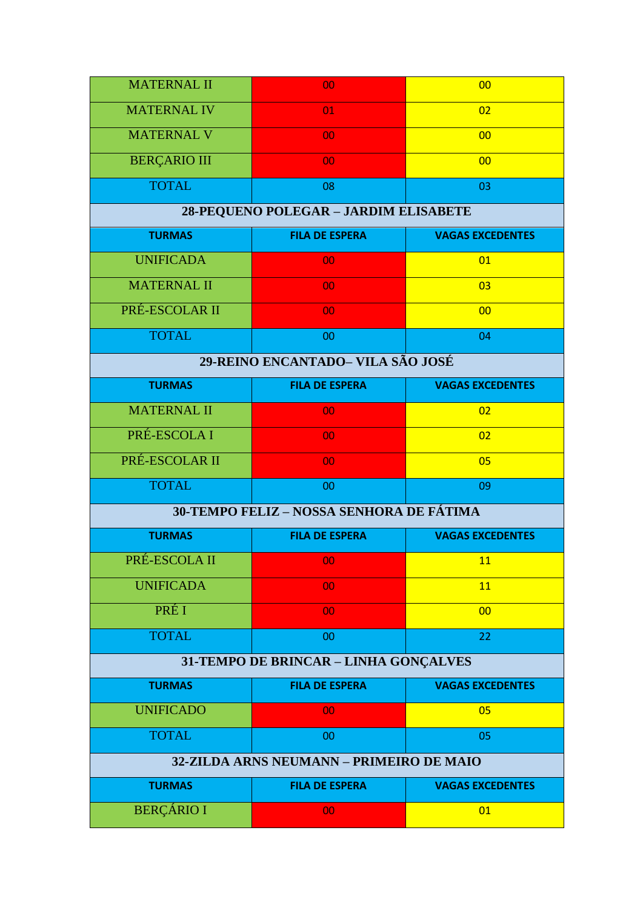| | | |
|---|---|---|
| MATERNAL II | 00 | 00 |
| MATERNAL IV | 01 | 02 |
| MATERNAL V | 00 | 00 |
| BERÇARIO III | 00 | 00 |
| TOTAL | 08 | 03 |

**28-PEQUENO POLEGAR – JARDIM ELISABETE**

| TURMAS | FILA DE ESPERA | VAGAS EXCEDENTES |
|---|---|---|
| UNIFICADA | 00 | 01 |
| MATERNAL II | 00 | 03 |
| PRÉ-ESCOLAR II | 00 | 00 |
| TOTAL | 00 | 04 |

**29-REINO ENCANTADO– VILA SÃO JOSÉ**

| TURMAS | FILA DE ESPERA | VAGAS EXCEDENTES |
|---|---|---|
| MATERNAL II | 00 | 02 |
| PRÉ-ESCOLA I | 00 | 02 |
| PRÉ-ESCOLAR II | 00 | 05 |
| TOTAL | 00 | 09 |

**30-TEMPO FELIZ – NOSSA SENHORA DE FÁTIMA**

| TURMAS | FILA DE ESPERA | VAGAS EXCEDENTES |
|---|---|---|
| PRÉ-ESCOLA II | 00 | 11 |
| UNIFICADA | 00 | 11 |
| PRÉ I | 00 | 00 |
| TOTAL | 00 | 22 |

**31-TEMPO DE BRINCAR – LINHA GONÇALVES**

| TURMAS | FILA DE ESPERA | VAGAS EXCEDENTES |
|---|---|---|
| UNIFICADO | 00 | 05 |
| TOTAL | 00 | 05 |

**32-ZILDA ARNS NEUMANN – PRIMEIRO DE MAIO**

| TURMAS | FILA DE ESPERA | VAGAS EXCEDENTES |
|---|---|---|
| BERÇÁRIO I | 00 | 01 |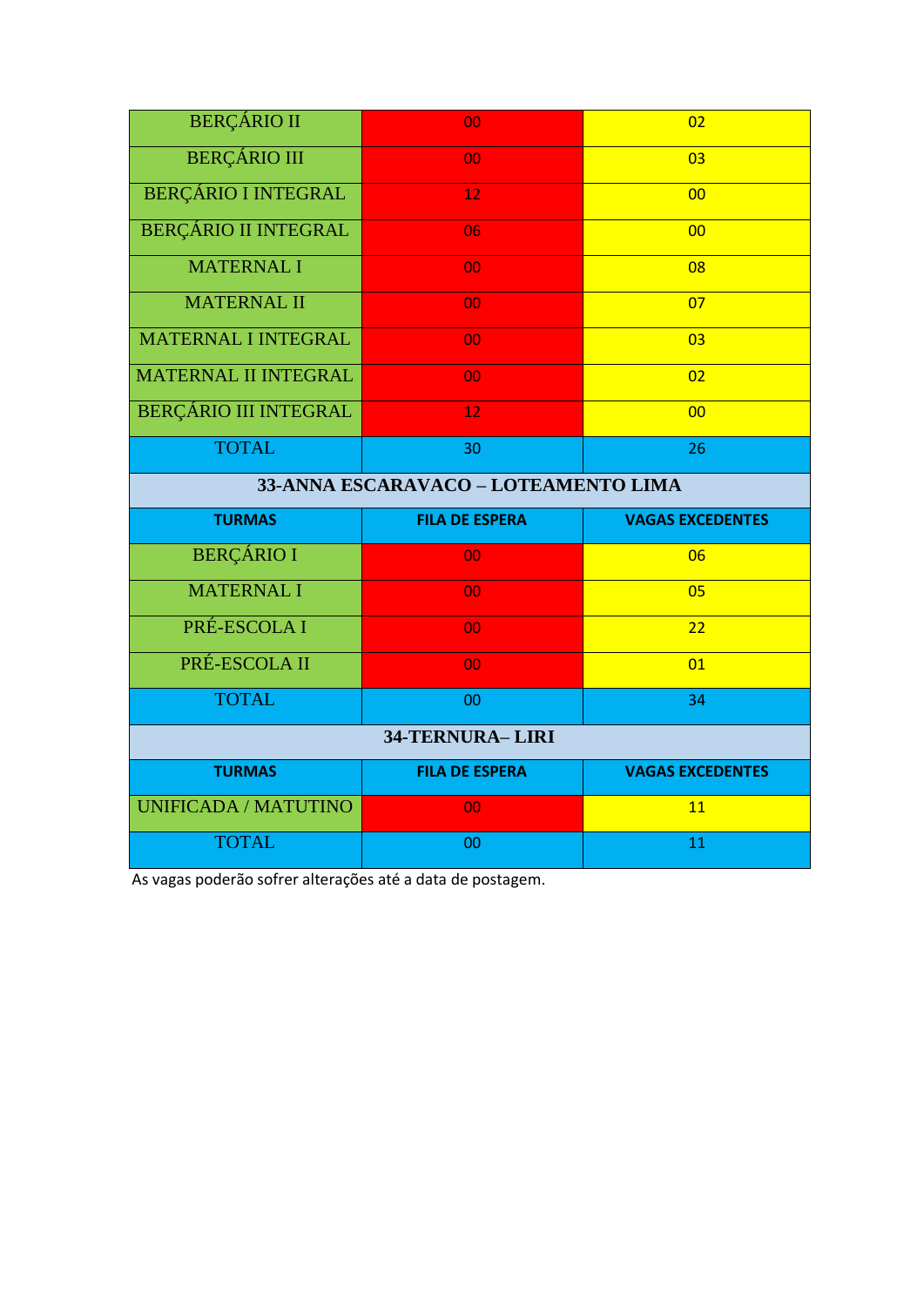| | | |
|---|---|---|
| BERÇÁRIO II | 00 | 02 |
| BERÇÁRIO III | 00 | 03 |
| BERÇÁRIO I INTEGRAL | 12 | 00 |
| BERÇÁRIO II INTEGRAL | 06 | 00 |
| MATERNAL I | 00 | 08 |
| MATERNAL II | 00 | 07 |
| MATERNAL I INTEGRAL | 00 | 03 |
| MATERNAL II INTEGRAL | 00 | 02 |
| BERÇÁRIO III INTEGRAL | 12 | 00 |
| TOTAL | 30 | 26 |

**33-ANNA ESCARAVACO – LOTEAMENTO LIMA**

| TURMAS | FILA DE ESPERA | VAGAS EXCEDENTES |
|---|---|---|
| BERÇÁRIO I | 00 | 06 |
| MATERNAL I | 00 | 05 |
| PRÉ-ESCOLA I | 00 | 22 |
| PRÉ-ESCOLA II | 00 | 01 |
| TOTAL | 00 | 34 |

**34-TERNURA– LIRI**

| TURMAS | FILA DE ESPERA | VAGAS EXCEDENTES |
|---|---|---|
| UNIFICADA / MATUTINO | 00 | 11 |
| TOTAL | 00 | 11 |

As vagas poderão sofrer alterações até a data de postagem.